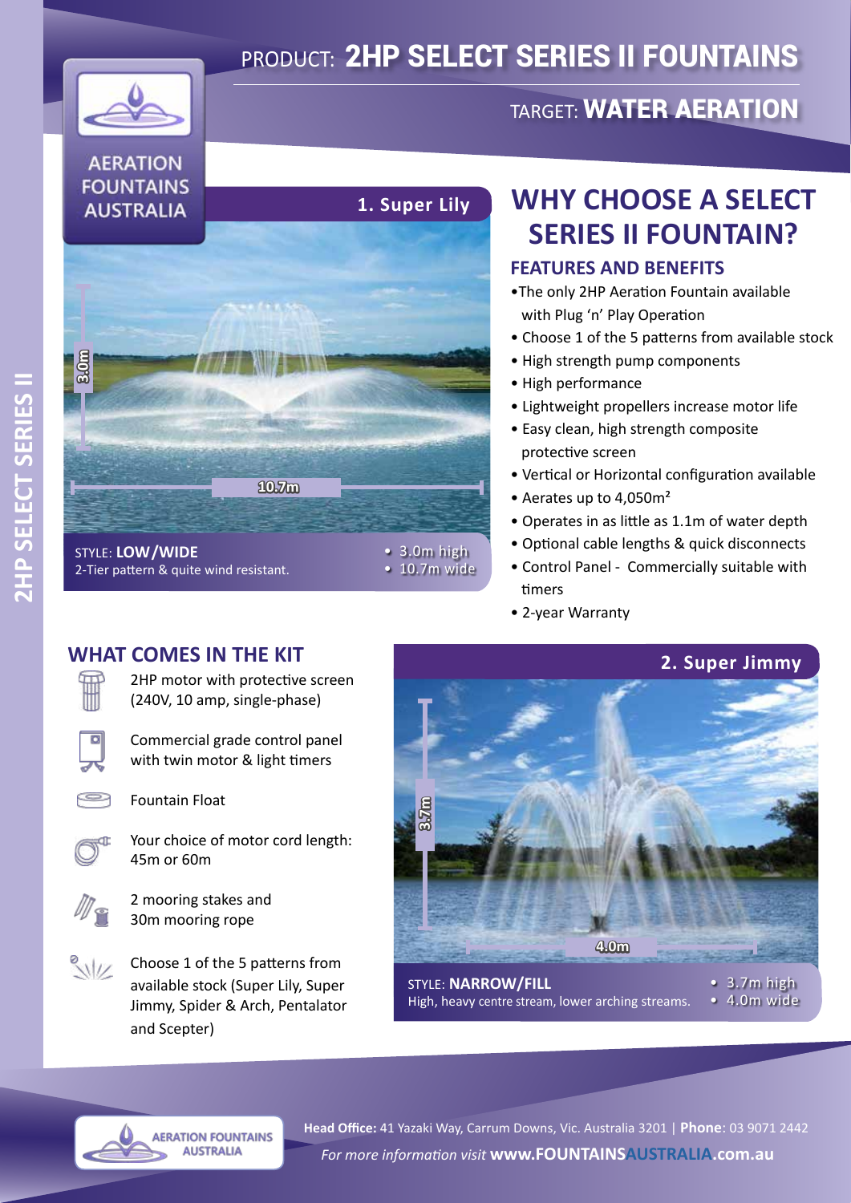# PRODUCT: 2HP SELECT SERIES II FOUNTAINS

## TARGET: WATER AERATION

AERATION FOUNTAINS AUSTRALIA

### 1. Super Lily

3.0m

10.7m

STYLE: **LOW/WIDE**
2-Tier pattern & quite wind resistant.

- 3.0m high
- 10.7m wide

## WHY CHOOSE A SELECT SERIES II FOUNTAIN?

### FEATURES AND BENEFITS

- The only 2HP Aeration Fountain available with Plug 'n' Play Operation
- Choose 1 of the 5 patterns from available stock
- High strength pump components
- High performance
- Lightweight propellers increase motor life
- Easy clean, high strength composite protective screen
- Vertical or Horizontal configuration available
- Aerates up to 4,050m²
- Operates in as little as 1.1m of water depth
- Optional cable lengths & quick disconnects
- Control Panel - Commercially suitable with timers
- 2-year Warranty

## WHAT COMES IN THE KIT

- 2HP motor with protective screen (240V, 10 amp, single-phase)
- Commercial grade control panel with twin motor & light timers
- Fountain Float
- Your choice of motor cord length: 45m or 60m
- 2 mooring stakes and 30m mooring rope
- Choose 1 of the 5 patterns from available stock (Super Lily, Super Jimmy, Spider & Arch, Pentalator and Scepter)

### 2. Super Jimmy

3.7m

4.0m

STYLE: **NARROW/FILL**
High, heavy centre stream, lower arching streams.

- 3.7m high
- 4.0m wide

2HP SELECT SERIES II

AERATION FOUNTAINS AUSTRALIA

**Head Office:** 41 Yazaki Way, Carrum Downs, Vic. Australia 3201 | **Phone**: 03 9071 2442

*For more information visit* **www.FOUNTAINSAUSTRALIA.com.au**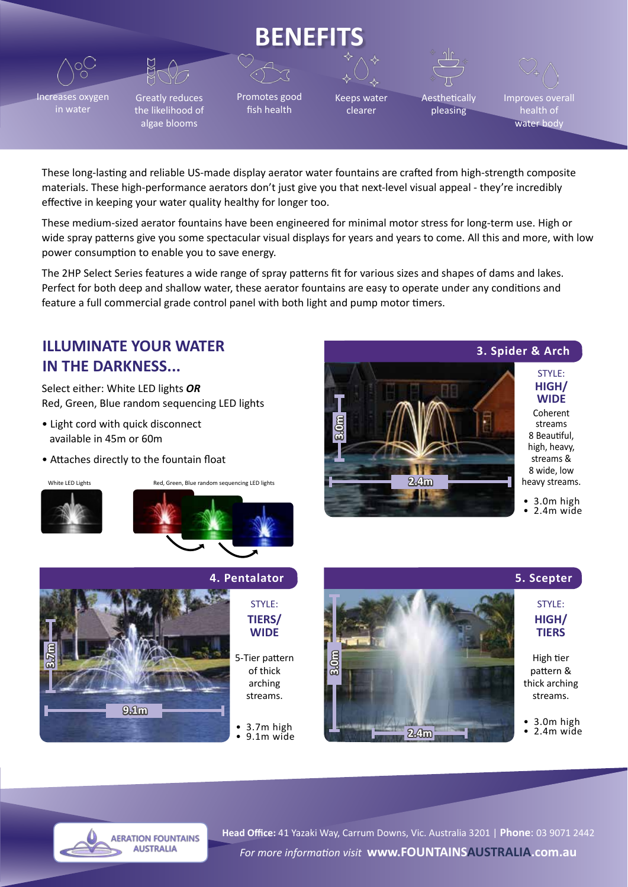# BENEFITS

- Increases oxygen in water
- Greatly reduces the likelihood of algae blooms
- Promotes good fish health
- Keeps water clearer
- Aesthetically pleasing
- Improves overall health of water body

These long-lasting and reliable US-made display aerator water fountains are crafted from high-strength composite materials. These high-performance aerators don't just give you that next-level visual appeal - they're incredibly effective in keeping your water quality healthy for longer too.

These medium-sized aerator fountains have been engineered for minimal motor stress for long-term use. High or wide spray patterns give you some spectacular visual displays for years and years to come. All this and more, with low power consumption to enable you to save energy.

The 2HP Select Series features a wide range of spray patterns fit for various sizes and shapes of dams and lakes. Perfect for both deep and shallow water, these aerator fountains are easy to operate under any conditions and feature a full commercial grade control panel with both light and pump motor timers.

## ILLUMINATE YOUR WATER IN THE DARKNESS...

Select either: White LED lights ***OR***
Red, Green, Blue random sequencing LED lights

- Light cord with quick disconnect available in 45m or 60m
- Attaches directly to the fountain float

White LED Lights

Red, Green, Blue random sequencing LED lights

## 3. Spider & Arch

3.0m

2.4m

STYLE:
**HIGH/ WIDE**

Coherent streams
8 Beautiful, high, heavy, streams &
8 wide, low heavy streams.

- 3.0m high
- 2.4m wide

## 4. Pentalator

3.7m

9.1m

STYLE:
**TIERS/ WIDE**

5-Tier pattern of thick arching streams.

- 3.7m high
- 9.1m wide

## 5. Scepter

3.0m

2.4m

STYLE:
**HIGH/ TIERS**

High tier pattern & thick arching streams.

- 3.0m high
- 2.4m wide

AERATION FOUNTAINS AUSTRALIA

**Head Office:** 41 Yazaki Way, Carrum Downs, Vic. Australia 3201 | **Phone**: 03 9071 2442

*For more information visit* **www.FOUNTAINSAUSTRALIA.com.au**